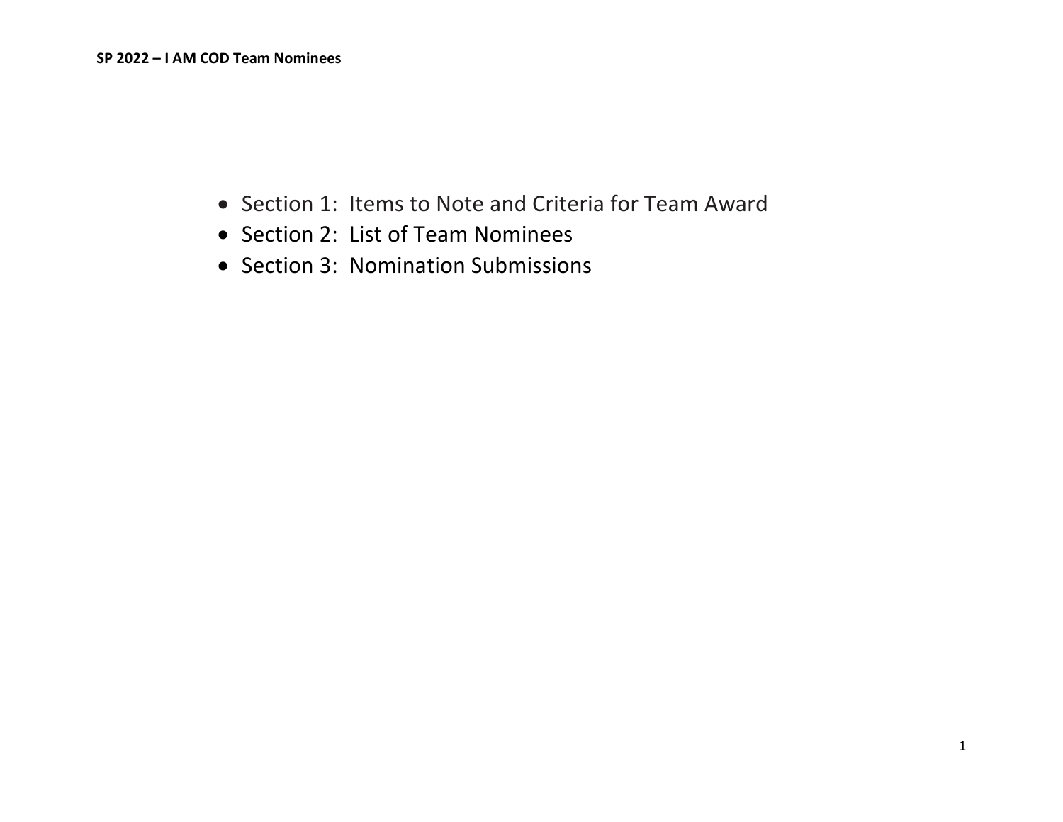**SP 2022 – I AM COD Team Nominees**

- Section 1: Items to Note and Criteria for Team Award
- Section 2: List of Team Nominees
- Section 3: Nomination Submissions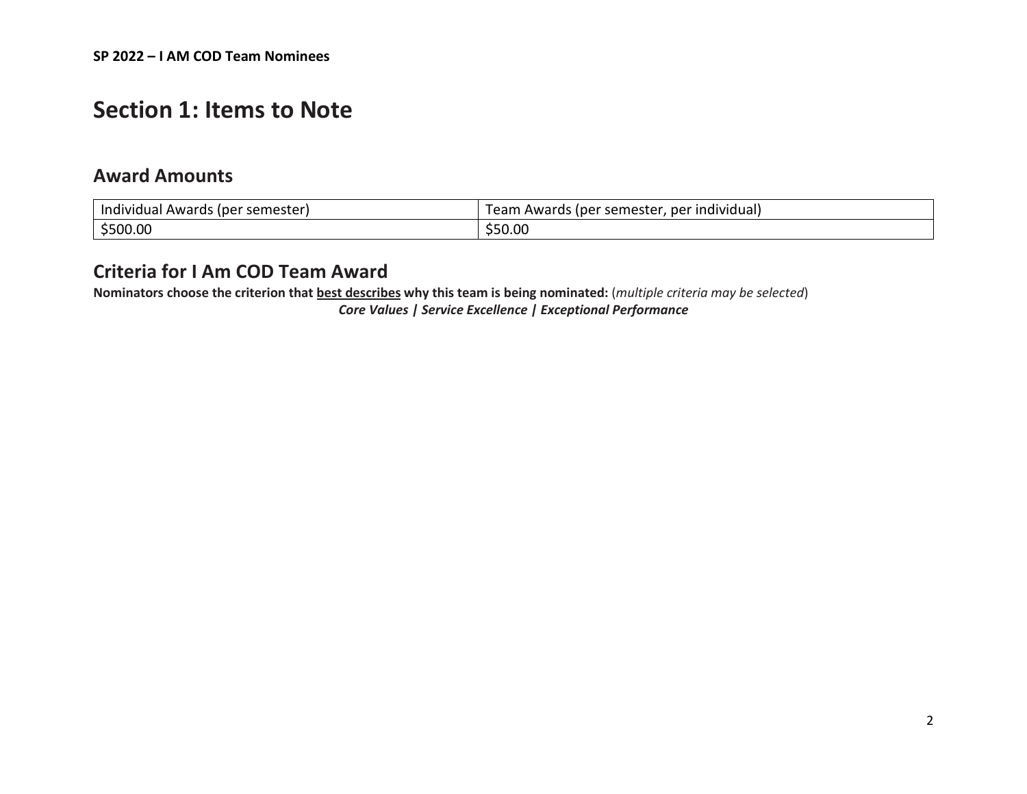# Section 1: Items to Note

## Award Amounts

| Individual Awards (per semester) | Team Awards (per semester, per individual) |
| --- | --- |
| $500.00 | $50.00 |

## Criteria for I Am COD Team Award

**Nominators choose the criterion that <u>best describes</u> why this team is being nominated:** (*multiple criteria may be selected*)

***Core Values | Service Excellence | Exceptional Performance***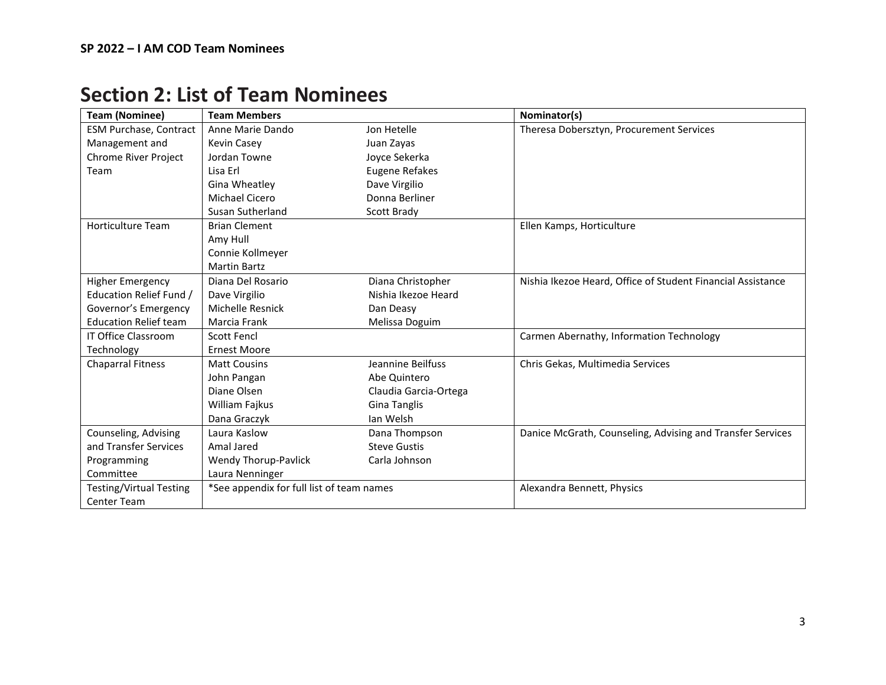# Section 2: List of Team Nominees

| Team (Nominee) | Team Members | | Nominator(s) |
|---|---|---|---|
| ESM Purchase, Contract Management and Chrome River Project Team | Anne Marie Dando<br>Kevin Casey<br>Jordan Towne<br>Lisa Erl<br>Gina Wheatley<br>Michael Cicero<br>Susan Sutherland | Jon Hetelle<br>Juan Zayas<br>Joyce Sekerka<br>Eugene Refakes<br>Dave Virgilio<br>Donna Berliner<br>Scott Brady | Theresa Dobersztyn, Procurement Services |
| Horticulture Team | Brian Clement<br>Amy Hull<br>Connie Kollmeyer<br>Martin Bartz | | Ellen Kamps, Horticulture |
| Higher Emergency Education Relief Fund / Governor's Emergency Education Relief team | Diana Del Rosario<br>Dave Virgilio<br>Michelle Resnick<br>Marcia Frank | Diana Christopher<br>Nishia Ikezoe Heard<br>Dan Deasy<br>Melissa Doguim | Nishia Ikezoe Heard, Office of Student Financial Assistance |
| IT Office Classroom Technology | Scott Fencl<br>Ernest Moore | | Carmen Abernathy, Information Technology |
| Chaparral Fitness | Matt Cousins<br>John Pangan<br>Diane Olsen<br>William Fajkus<br>Dana Graczyk | Jeannine Beilfuss<br>Abe Quintero<br>Claudia Garcia-Ortega<br>Gina Tanglis<br>Ian Welsh | Chris Gekas, Multimedia Services |
| Counseling, Advising and Transfer Services Programming Committee | Laura Kaslow<br>Amal Jared<br>Wendy Thorup-Pavlick<br>Laura Nenninger | Dana Thompson<br>Steve Gustis<br>Carla Johnson | Danice McGrath, Counseling, Advising and Transfer Services |
| Testing/Virtual Testing Center Team | *See appendix for full list of team names | | Alexandra Bennett, Physics |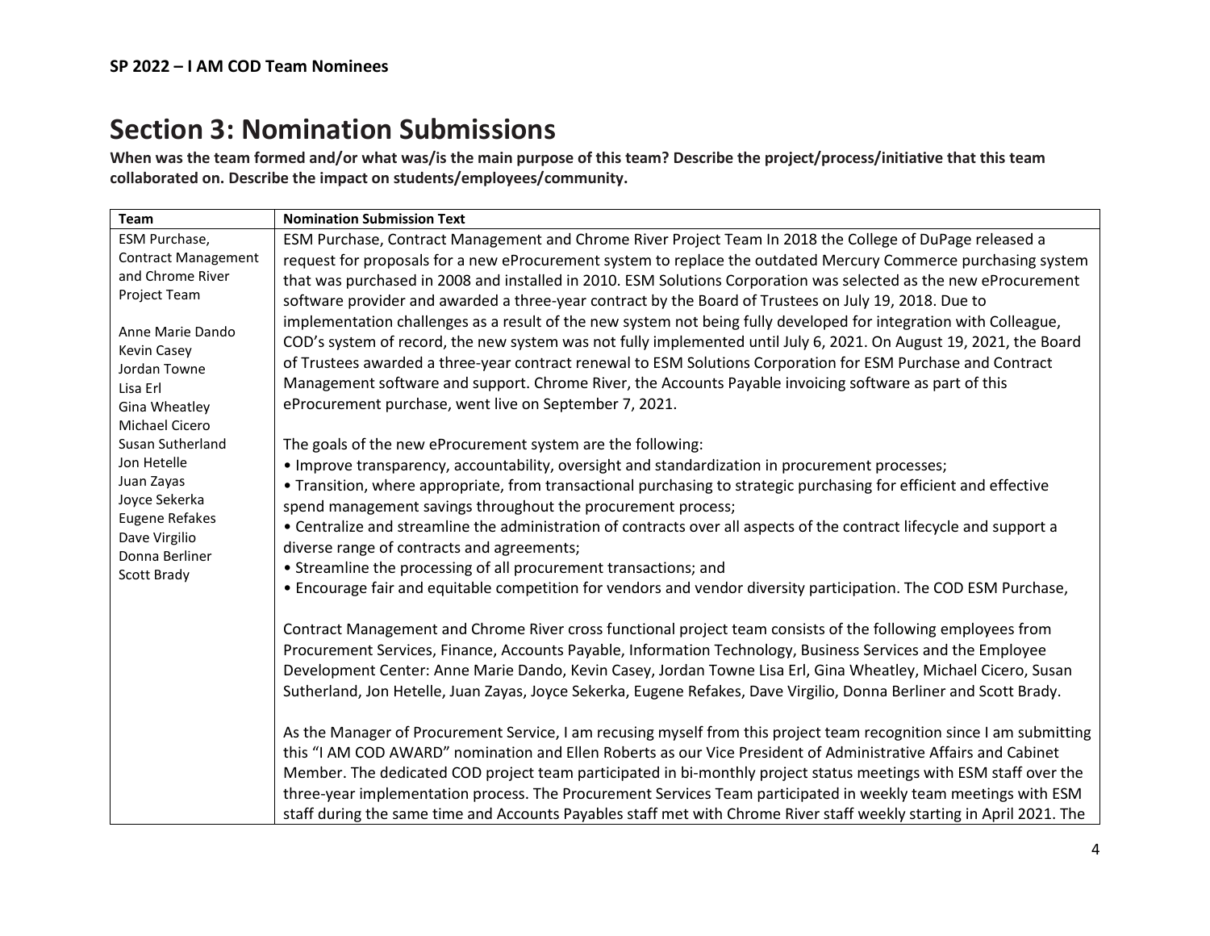# Section 3: Nomination Submissions

**When was the team formed and/or what was/is the main purpose of this team? Describe the project/process/initiative that this team collaborated on. Describe the impact on students/employees/community.**

| Team | Nomination Submission Text |
|---|---|
| ESM Purchase, Contract Management and Chrome River Project Team<br><br>Anne Marie Dando<br>Kevin Casey<br>Jordan Towne<br>Lisa Erl<br>Gina Wheatley<br>Michael Cicero<br>Susan Sutherland<br>Jon Hetelle<br>Juan Zayas<br>Joyce Sekerka<br>Eugene Refakes<br>Dave Virgilio<br>Donna Berliner<br>Scott Brady | ESM Purchase, Contract Management and Chrome River Project Team In 2018 the College of DuPage released a request for proposals for a new eProcurement system to replace the outdated Mercury Commerce purchasing system that was purchased in 2008 and installed in 2010. ESM Solutions Corporation was selected as the new eProcurement software provider and awarded a three-year contract by the Board of Trustees on July 19, 2018. Due to implementation challenges as a result of the new system not being fully developed for integration with Colleague, COD's system of record, the new system was not fully implemented until July 6, 2021. On August 19, 2021, the Board of Trustees awarded a three-year contract renewal to ESM Solutions Corporation for ESM Purchase and Contract Management software and support. Chrome River, the Accounts Payable invoicing software as part of this eProcurement purchase, went live on September 7, 2021.<br><br>The goals of the new eProcurement system are the following:<br>• Improve transparency, accountability, oversight and standardization in procurement processes;<br>• Transition, where appropriate, from transactional purchasing to strategic purchasing for efficient and effective spend management savings throughout the procurement process;<br>• Centralize and streamline the administration of contracts over all aspects of the contract lifecycle and support a diverse range of contracts and agreements;<br>• Streamline the processing of all procurement transactions; and<br>• Encourage fair and equitable competition for vendors and vendor diversity participation. The COD ESM Purchase,<br><br>Contract Management and Chrome River cross functional project team consists of the following employees from Procurement Services, Finance, Accounts Payable, Information Technology, Business Services and the Employee Development Center: Anne Marie Dando, Kevin Casey, Jordan Towne Lisa Erl, Gina Wheatley, Michael Cicero, Susan Sutherland, Jon Hetelle, Juan Zayas, Joyce Sekerka, Eugene Refakes, Dave Virgilio, Donna Berliner and Scott Brady.<br><br>As the Manager of Procurement Service, I am recusing myself from this project team recognition since I am submitting this "I AM COD AWARD" nomination and Ellen Roberts as our Vice President of Administrative Affairs and Cabinet Member. The dedicated COD project team participated in bi-monthly project status meetings with ESM staff over the three-year implementation process. The Procurement Services Team participated in weekly team meetings with ESM staff during the same time and Accounts Payables staff met with Chrome River staff weekly starting in April 2021. The |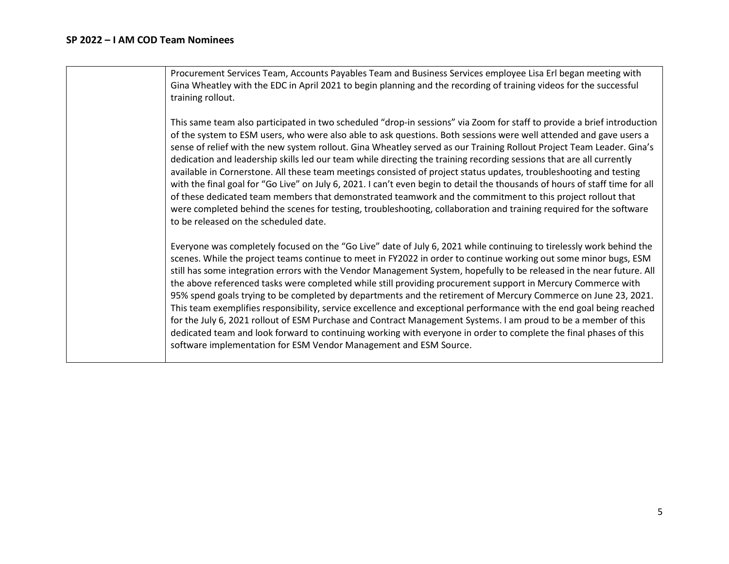| | |
|---|---|
| | Procurement Services Team, Accounts Payables Team and Business Services employee Lisa Erl began meeting with Gina Wheatley with the EDC in April 2021 to begin planning and the recording of training videos for the successful training rollout.<br><br>This same team also participated in two scheduled "drop-in sessions" via Zoom for staff to provide a brief introduction of the system to ESM users, who were also able to ask questions. Both sessions were well attended and gave users a sense of relief with the new system rollout. Gina Wheatley served as our Training Rollout Project Team Leader. Gina's dedication and leadership skills led our team while directing the training recording sessions that are all currently available in Cornerstone. All these team meetings consisted of project status updates, troubleshooting and testing with the final goal for "Go Live" on July 6, 2021. I can't even begin to detail the thousands of hours of staff time for all of these dedicated team members that demonstrated teamwork and the commitment to this project rollout that were completed behind the scenes for testing, troubleshooting, collaboration and training required for the software to be released on the scheduled date.<br><br>Everyone was completely focused on the "Go Live" date of July 6, 2021 while continuing to tirelessly work behind the scenes. While the project teams continue to meet in FY2022 in order to continue working out some minor bugs, ESM still has some integration errors with the Vendor Management System, hopefully to be released in the near future. All the above referenced tasks were completed while still providing procurement support in Mercury Commerce with 95% spend goals trying to be completed by departments and the retirement of Mercury Commerce on June 23, 2021. This team exemplifies responsibility, service excellence and exceptional performance with the end goal being reached for the July 6, 2021 rollout of ESM Purchase and Contract Management Systems. I am proud to be a member of this dedicated team and look forward to continuing working with everyone in order to complete the final phases of this software implementation for ESM Vendor Management and ESM Source. |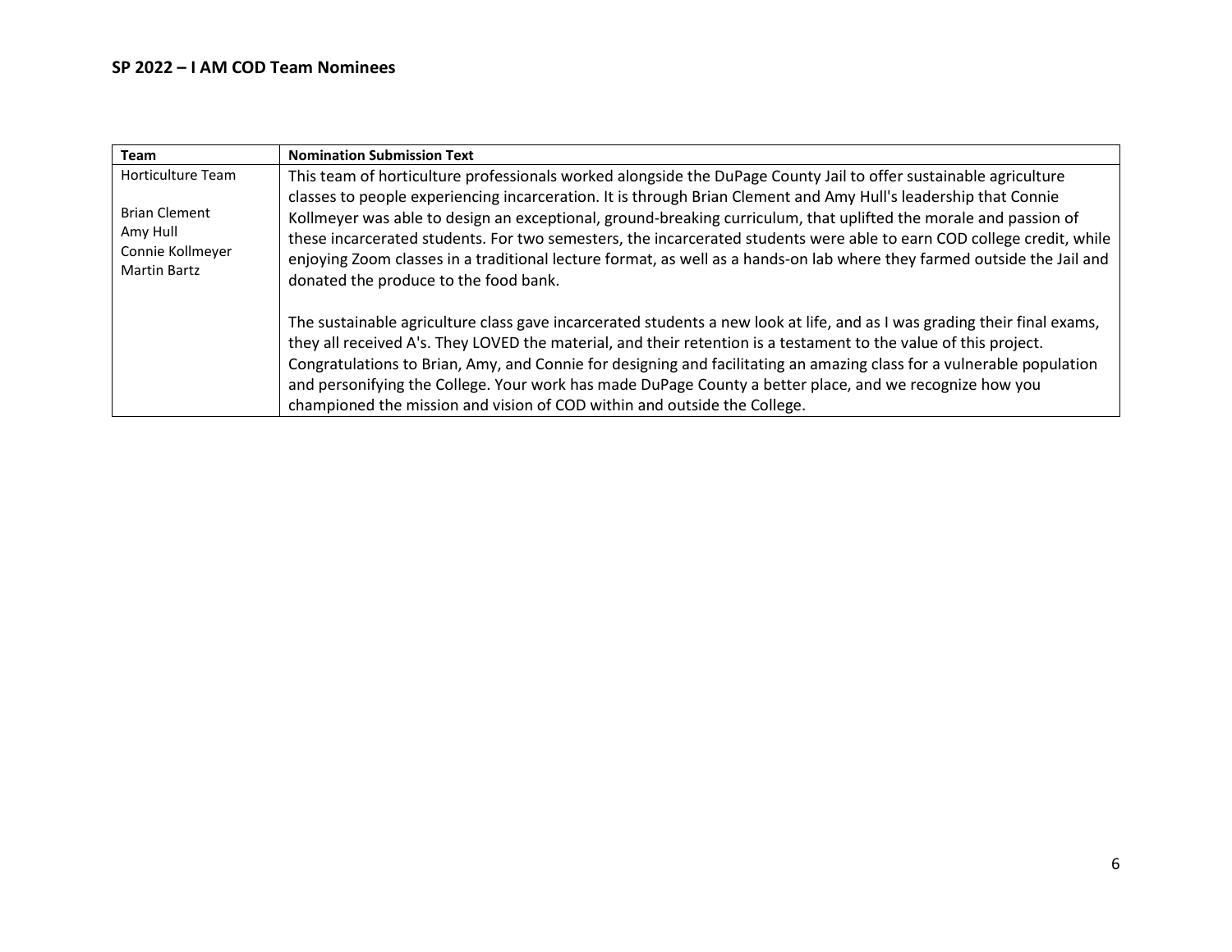## SP 2022 – I AM COD Team Nominees

| Team | Nomination Submission Text |
|---|---|
| Horticulture Team<br><br>Brian Clement<br>Amy Hull<br>Connie Kollmeyer<br>Martin Bartz | This team of horticulture professionals worked alongside the DuPage County Jail to offer sustainable agriculture classes to people experiencing incarceration. It is through Brian Clement and Amy Hull's leadership that Connie Kollmeyer was able to design an exceptional, ground-breaking curriculum, that uplifted the morale and passion of these incarcerated students. For two semesters, the incarcerated students were able to earn COD college credit, while enjoying Zoom classes in a traditional lecture format, as well as a hands-on lab where they farmed outside the Jail and donated the produce to the food bank.<br><br>The sustainable agriculture class gave incarcerated students a new look at life, and as I was grading their final exams, they all received A's. They LOVED the material, and their retention is a testament to the value of this project. Congratulations to Brian, Amy, and Connie for designing and facilitating an amazing class for a vulnerable population and personifying the College. Your work has made DuPage County a better place, and we recognize how you championed the mission and vision of COD within and outside the College. |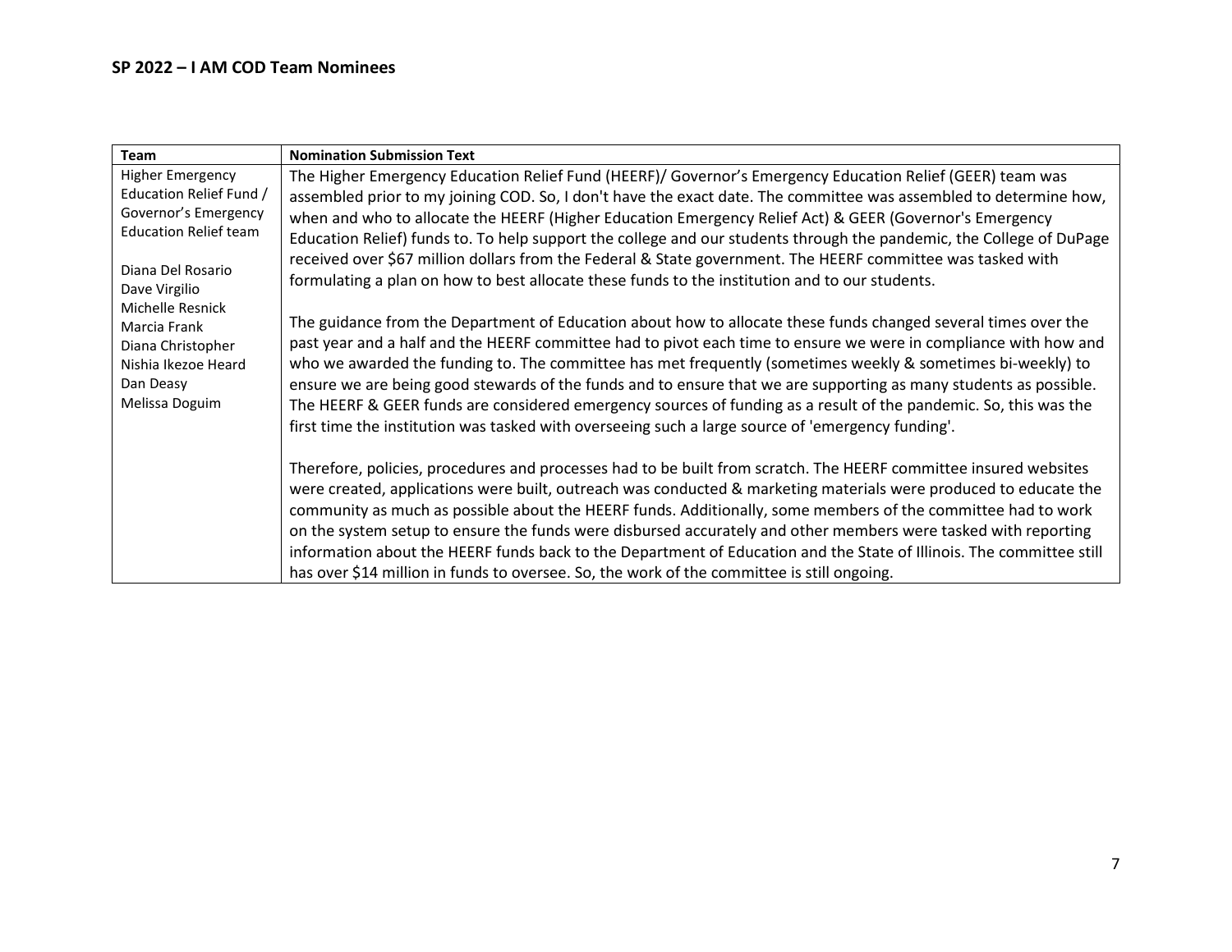**SP 2022 – I AM COD Team Nominees**

| Team | Nomination Submission Text |
|---|---|
| Higher Emergency Education Relief Fund / Governor's Emergency Education Relief team<br><br>Diana Del Rosario<br>Dave Virgilio<br>Michelle Resnick<br>Marcia Frank<br>Diana Christopher<br>Nishia Ikezoe Heard<br>Dan Deasy<br>Melissa Doguim | The Higher Emergency Education Relief Fund (HEERF)/ Governor's Emergency Education Relief (GEER) team was assembled prior to my joining COD. So, I don't have the exact date. The committee was assembled to determine how, when and who to allocate the HEERF (Higher Education Emergency Relief Act) & GEER (Governor's Emergency Education Relief) funds to. To help support the college and our students through the pandemic, the College of DuPage received over $67 million dollars from the Federal & State government. The HEERF committee was tasked with formulating a plan on how to best allocate these funds to the institution and to our students.<br><br>The guidance from the Department of Education about how to allocate these funds changed several times over the past year and a half and the HEERF committee had to pivot each time to ensure we were in compliance with how and who we awarded the funding to. The committee has met frequently (sometimes weekly & sometimes bi-weekly) to ensure we are being good stewards of the funds and to ensure that we are supporting as many students as possible. The HEERF & GEER funds are considered emergency sources of funding as a result of the pandemic. So, this was the first time the institution was tasked with overseeing such a large source of 'emergency funding'.<br><br>Therefore, policies, procedures and processes had to be built from scratch. The HEERF committee insured websites were created, applications were built, outreach was conducted & marketing materials were produced to educate the community as much as possible about the HEERF funds. Additionally, some members of the committee had to work on the system setup to ensure the funds were disbursed accurately and other members were tasked with reporting information about the HEERF funds back to the Department of Education and the State of Illinois. The committee still has over $14 million in funds to oversee. So, the work of the committee is still ongoing. |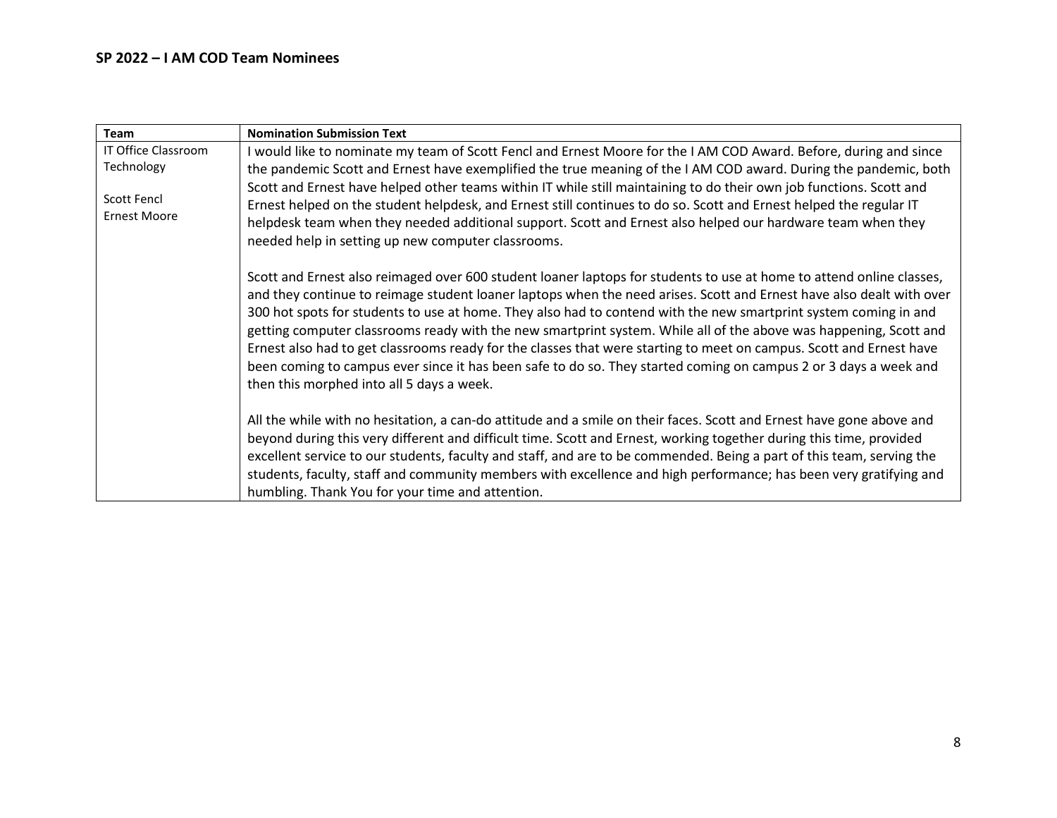**SP 2022 – I AM COD Team Nominees**

| Team | Nomination Submission Text |
| --- | --- |
| IT Office Classroom Technology<br><br>Scott Fencl<br>Ernest Moore | I would like to nominate my team of Scott Fencl and Ernest Moore for the I AM COD Award. Before, during and since the pandemic Scott and Ernest have exemplified the true meaning of the I AM COD award. During the pandemic, both Scott and Ernest have helped other teams within IT while still maintaining to do their own job functions. Scott and Ernest helped on the student helpdesk, and Ernest still continues to do so. Scott and Ernest helped the regular IT helpdesk team when they needed additional support. Scott and Ernest also helped our hardware team when they needed help in setting up new computer classrooms.<br><br>Scott and Ernest also reimaged over 600 student loaner laptops for students to use at home to attend online classes, and they continue to reimage student loaner laptops when the need arises. Scott and Ernest have also dealt with over 300 hot spots for students to use at home. They also had to contend with the new smartprint system coming in and getting computer classrooms ready with the new smartprint system. While all of the above was happening, Scott and Ernest also had to get classrooms ready for the classes that were starting to meet on campus. Scott and Ernest have been coming to campus ever since it has been safe to do so. They started coming on campus 2 or 3 days a week and then this morphed into all 5 days a week.<br><br>All the while with no hesitation, a can-do attitude and a smile on their faces. Scott and Ernest have gone above and beyond during this very different and difficult time. Scott and Ernest, working together during this time, provided excellent service to our students, faculty and staff, and are to be commended. Being a part of this team, serving the students, faculty, staff and community members with excellence and high performance; has been very gratifying and humbling. Thank You for your time and attention. |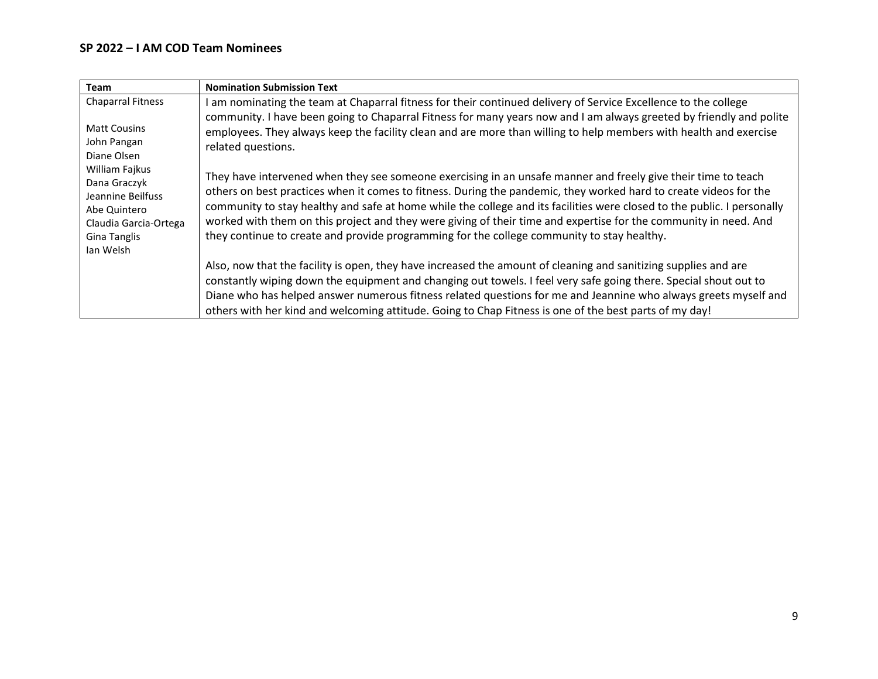**SP 2022 – I AM COD Team Nominees**

| Team | Nomination Submission Text |
| --- | --- |
| Chaparral Fitness<br><br>Matt Cousins<br>John Pangan<br>Diane Olsen<br>William Fajkus<br>Dana Graczyk<br>Jeannine Beilfuss<br>Abe Quintero<br>Claudia Garcia-Ortega<br>Gina Tanglis<br>Ian Welsh | I am nominating the team at Chaparral fitness for their continued delivery of Service Excellence to the college community. I have been going to Chaparral Fitness for many years now and I am always greeted by friendly and polite employees. They always keep the facility clean and are more than willing to help members with health and exercise related questions.<br><br>They have intervened when they see someone exercising in an unsafe manner and freely give their time to teach others on best practices when it comes to fitness. During the pandemic, they worked hard to create videos for the community to stay healthy and safe at home while the college and its facilities were closed to the public. I personally worked with them on this project and they were giving of their time and expertise for the community in need. And they continue to create and provide programming for the college community to stay healthy.<br><br>Also, now that the facility is open, they have increased the amount of cleaning and sanitizing supplies and are constantly wiping down the equipment and changing out towels. I feel very safe going there. Special shout out to Diane who has helped answer numerous fitness related questions for me and Jeannine who always greets myself and others with her kind and welcoming attitude. Going to Chap Fitness is one of the best parts of my day! |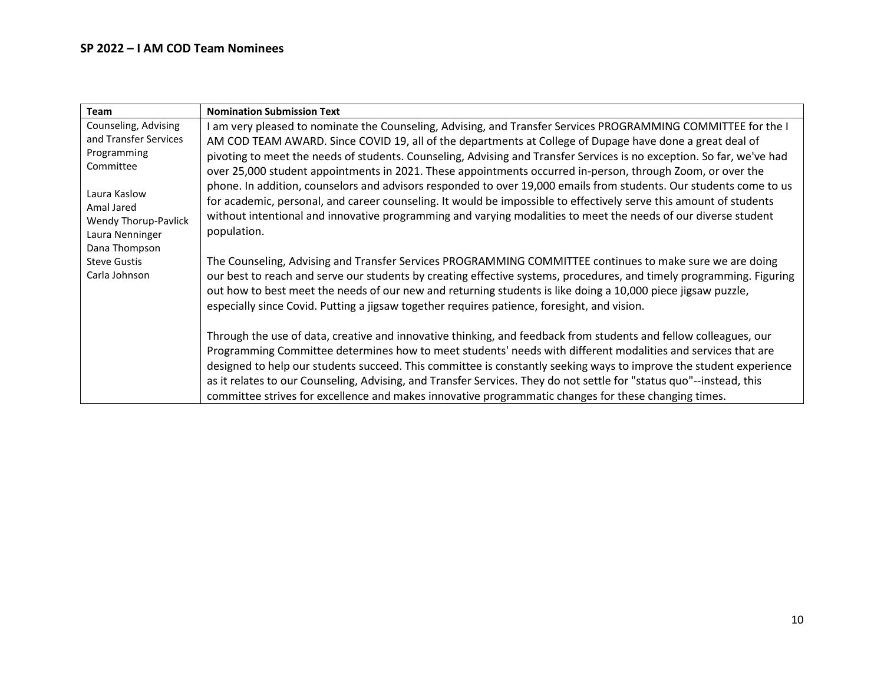**SP 2022 – I AM COD Team Nominees**

| Team | Nomination Submission Text |
|---|---|
| Counseling, Advising and Transfer Services Programming Committee<br><br>Laura Kaslow<br>Amal Jared<br>Wendy Thorup-Pavlick<br>Laura Nenninger<br>Dana Thompson<br>Steve Gustis<br>Carla Johnson | I am very pleased to nominate the Counseling, Advising, and Transfer Services PROGRAMMING COMMITTEE for the I AM COD TEAM AWARD. Since COVID 19, all of the departments at College of Dupage have done a great deal of pivoting to meet the needs of students. Counseling, Advising and Transfer Services is no exception. So far, we've had over 25,000 student appointments in 2021. These appointments occurred in-person, through Zoom, or over the phone. In addition, counselors and advisors responded to over 19,000 emails from students. Our students come to us for academic, personal, and career counseling. It would be impossible to effectively serve this amount of students without intentional and innovative programming and varying modalities to meet the needs of our diverse student population.<br><br>The Counseling, Advising and Transfer Services PROGRAMMING COMMITTEE continues to make sure we are doing our best to reach and serve our students by creating effective systems, procedures, and timely programming. Figuring out how to best meet the needs of our new and returning students is like doing a 10,000 piece jigsaw puzzle, especially since Covid. Putting a jigsaw together requires patience, foresight, and vision.<br><br>Through the use of data, creative and innovative thinking, and feedback from students and fellow colleagues, our Programming Committee determines how to meet students' needs with different modalities and services that are designed to help our students succeed. This committee is constantly seeking ways to improve the student experience as it relates to our Counseling, Advising, and Transfer Services. They do not settle for "status quo"--instead, this committee strives for excellence and makes innovative programmatic changes for these changing times. |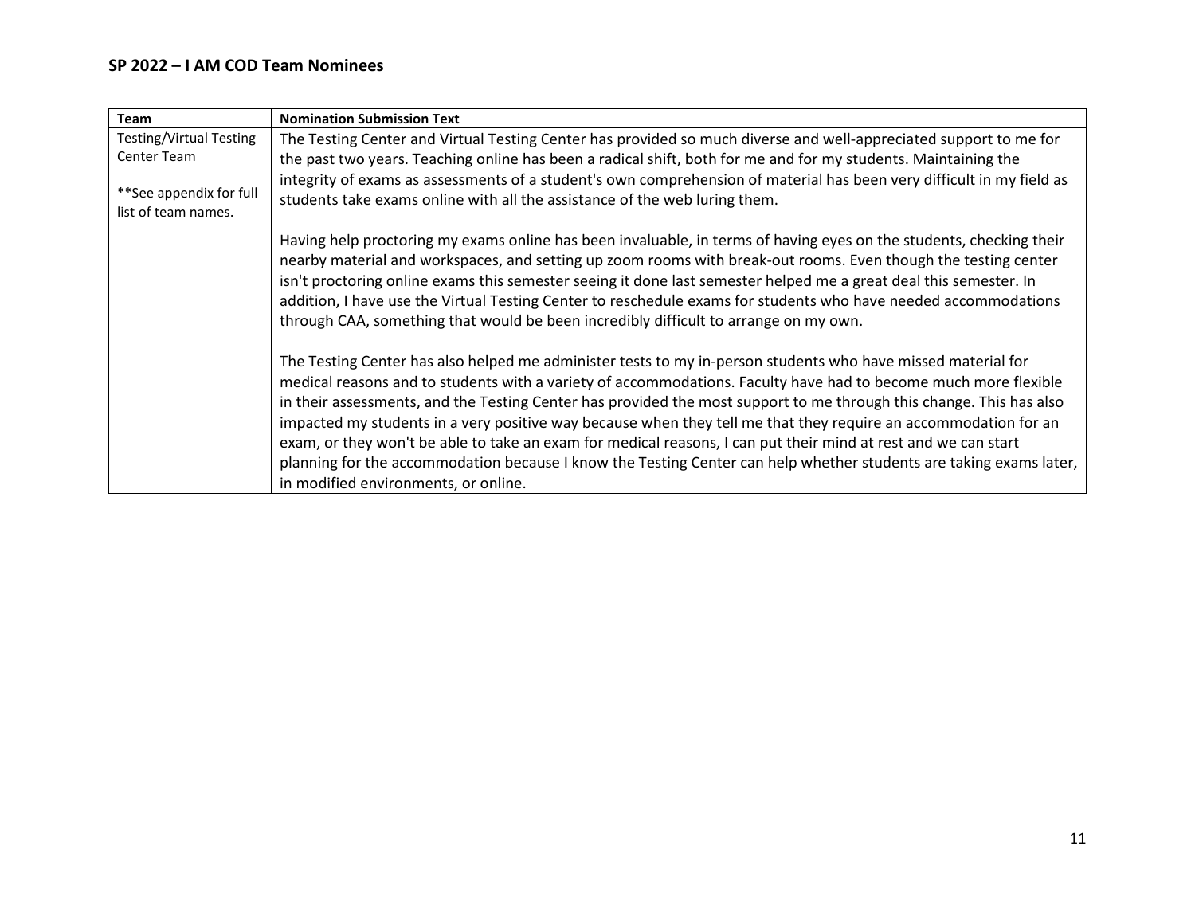**SP 2022 – I AM COD Team Nominees**

| Team | Nomination Submission Text |
|---|---|
| Testing/Virtual Testing Center Team<br><br>**See appendix for full list of team names. | The Testing Center and Virtual Testing Center has provided so much diverse and well-appreciated support to me for the past two years. Teaching online has been a radical shift, both for me and for my students. Maintaining the integrity of exams as assessments of a student's own comprehension of material has been very difficult in my field as students take exams online with all the assistance of the web luring them.<br><br>Having help proctoring my exams online has been invaluable, in terms of having eyes on the students, checking their nearby material and workspaces, and setting up zoom rooms with break-out rooms. Even though the testing center isn't proctoring online exams this semester seeing it done last semester helped me a great deal this semester. In addition, I have use the Virtual Testing Center to reschedule exams for students who have needed accommodations through CAA, something that would be been incredibly difficult to arrange on my own.<br><br>The Testing Center has also helped me administer tests to my in-person students who have missed material for medical reasons and to students with a variety of accommodations. Faculty have had to become much more flexible in their assessments, and the Testing Center has provided the most support to me through this change. This has also impacted my students in a very positive way because when they tell me that they require an accommodation for an exam, or they won't be able to take an exam for medical reasons, I can put their mind at rest and we can start planning for the accommodation because I know the Testing Center can help whether students are taking exams later, in modified environments, or online. |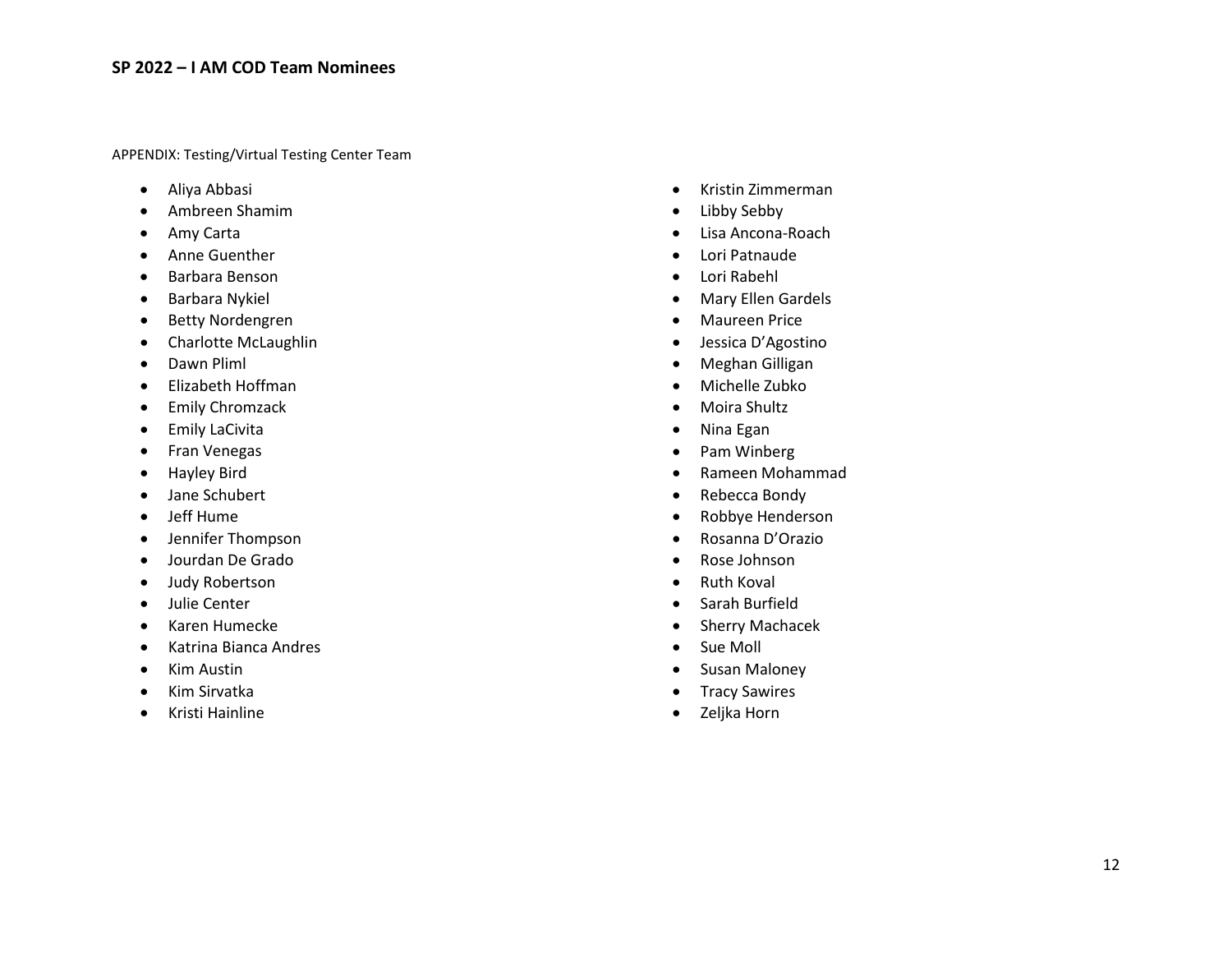## SP 2022 – I AM COD Team Nominees

APPENDIX: Testing/Virtual Testing Center Team

- Aliya Abbasi
- Ambreen Shamim
- Amy Carta
- Anne Guenther
- Barbara Benson
- Barbara Nykiel
- Betty Nordengren
- Charlotte McLaughlin
- Dawn Pliml
- Elizabeth Hoffman
- Emily Chromzack
- Emily LaCivita
- Fran Venegas
- Hayley Bird
- Jane Schubert
- Jeff Hume
- Jennifer Thompson
- Jourdan De Grado
- Judy Robertson
- Julie Center
- Karen Humecke
- Katrina Bianca Andres
- Kim Austin
- Kim Sirvatka
- Kristi Hainline
- Kristin Zimmerman
- Libby Sebby
- Lisa Ancona-Roach
- Lori Patnaude
- Lori Rabehl
- Mary Ellen Gardels
- Maureen Price
- Jessica D'Agostino
- Meghan Gilligan
- Michelle Zubko
- Moira Shultz
- Nina Egan
- Pam Winberg
- Rameen Mohammad
- Rebecca Bondy
- Robbye Henderson
- Rosanna D'Orazio
- Rose Johnson
- Ruth Koval
- Sarah Burfield
- Sherry Machacek
- Sue Moll
- Susan Maloney
- Tracy Sawires
- Zeljka Horn